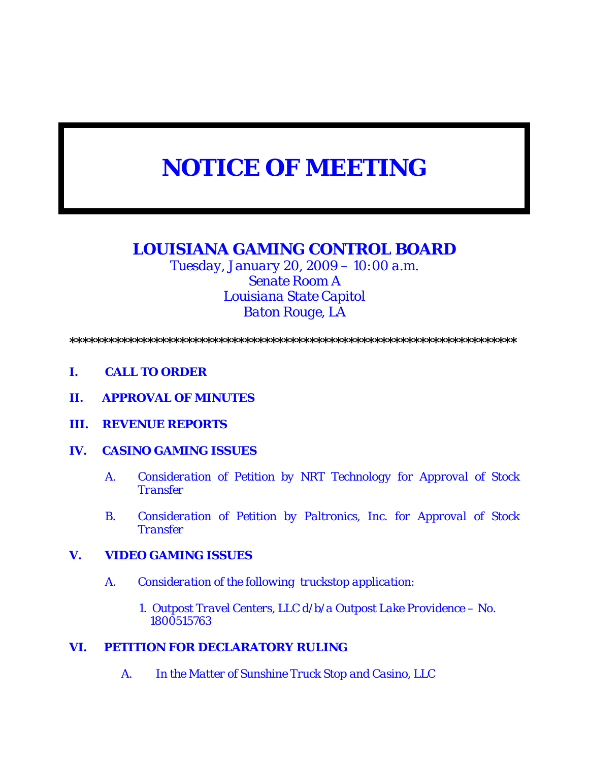# NOTICE OF MEETING

## LOUISIANA GAMING CONTROL BOARD

*Tuesday, January 20, 2009 – 10:00 a.m.*
*Senate Room A*
*Louisiana State Capitol*
*Baton Rouge, LA*

****************************************************************************

**I. CALL TO ORDER**

**II. APPROVAL OF MINUTES**

**III. REVENUE REPORTS**

**IV. CASINO GAMING ISSUES**

A. *Consideration of Petition by NRT Technology for Approval of Stock Transfer*

B. *Consideration of Petition by Paltronics, Inc. for Approval of Stock Transfer*

**V. VIDEO GAMING ISSUES**

A. *Consideration of the following truckstop application:*

1. *Outpost Travel Centers, LLC d/b/a Outpost Lake Providence – No. 1800515763*

**VI. PETITION FOR DECLARATORY RULING**

A. *In the Matter of Sunshine Truck Stop and Casino, LLC*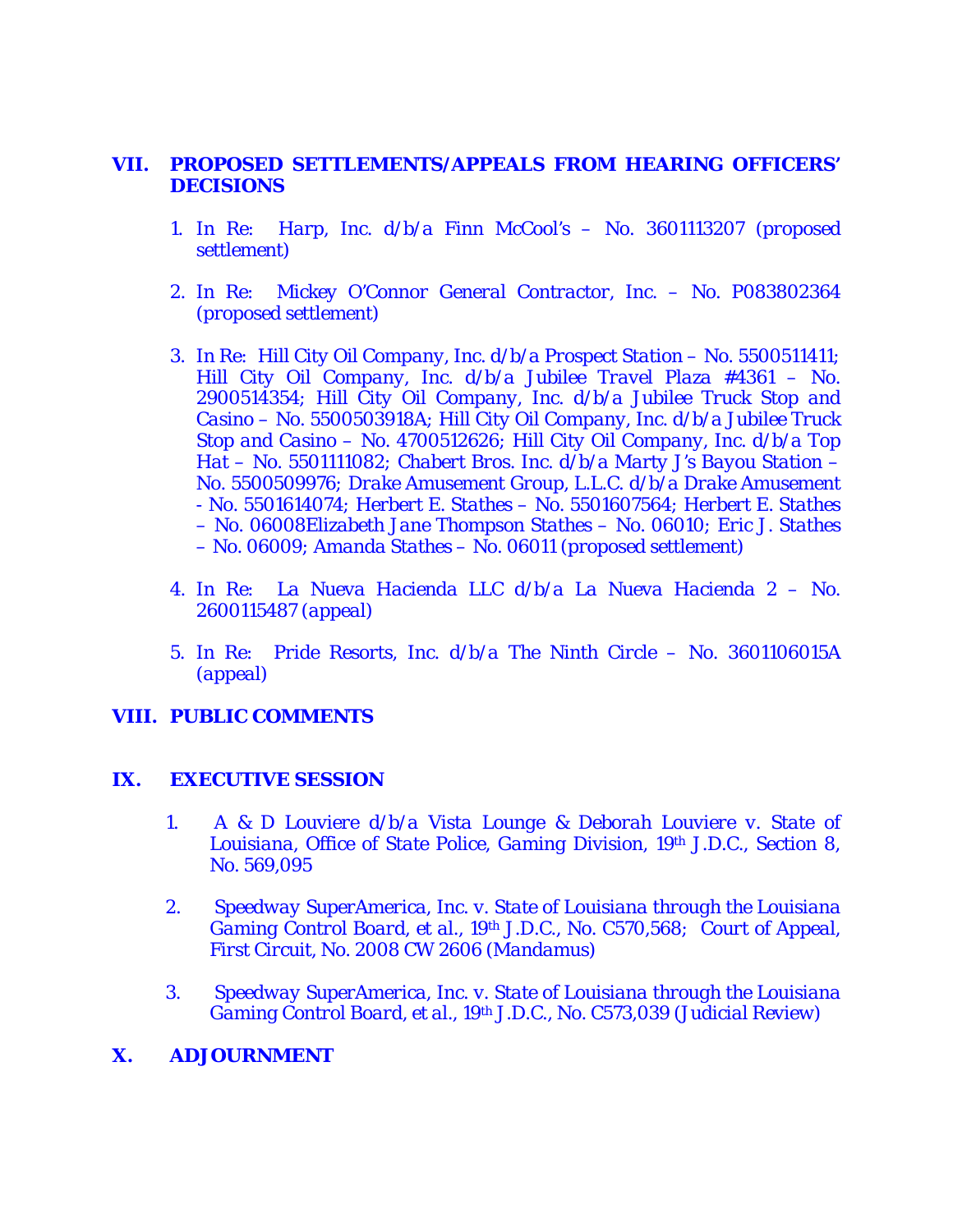## VII. PROPOSED SETTLEMENTS/APPEALS FROM HEARING OFFICERS' DECISIONS

1. In Re: Harp, Inc. d/b/a Finn McCool's – No. 3601113207 (proposed settlement)

2. In Re: Mickey O'Connor General Contractor, Inc. – No. P083802364 (proposed settlement)

3. In Re: Hill City Oil Company, Inc. d/b/a Prospect Station – No. 5500511411; Hill City Oil Company, Inc. d/b/a Jubilee Travel Plaza #4361 – No. 2900514354; Hill City Oil Company, Inc. d/b/a Jubilee Truck Stop and Casino – No. 5500503918A; Hill City Oil Company, Inc. d/b/a Jubilee Truck Stop and Casino – No. 4700512626; Hill City Oil Company, Inc. d/b/a Top Hat – No. 5501111082; Chabert Bros. Inc. d/b/a Marty J's Bayou Station – No. 5500509976; Drake Amusement Group, L.L.C. d/b/a Drake Amusement - No. 5501614074; Herbert E. Stathes – No. 5501607564; Herbert E. Stathes – No. 06008Elizabeth Jane Thompson Stathes – No. 06010; Eric J. Stathes – No. 06009; Amanda Stathes – No. 06011 (proposed settlement)

4. In Re: La Nueva Hacienda LLC d/b/a La Nueva Hacienda 2 – No. 2600115487 (appeal)

5. In Re: Pride Resorts, Inc. d/b/a The Ninth Circle – No. 3601106015A (appeal)

## VIII. PUBLIC COMMENTS

## IX. EXECUTIVE SESSION

1. A & D Louviere d/b/a Vista Lounge & Deborah Louviere v. State of Louisiana, Office of State Police, Gaming Division, 19th J.D.C., Section 8, No. 569,095

2. Speedway SuperAmerica, Inc. v. State of Louisiana through the Louisiana Gaming Control Board, et al., 19th J.D.C., No. C570,568; Court of Appeal, First Circuit, No. 2008 CW 2606 (Mandamus)

3. Speedway SuperAmerica, Inc. v. State of Louisiana through the Louisiana Gaming Control Board, et al., 19th J.D.C., No. C573,039 (Judicial Review)

## X. ADJOURNMENT